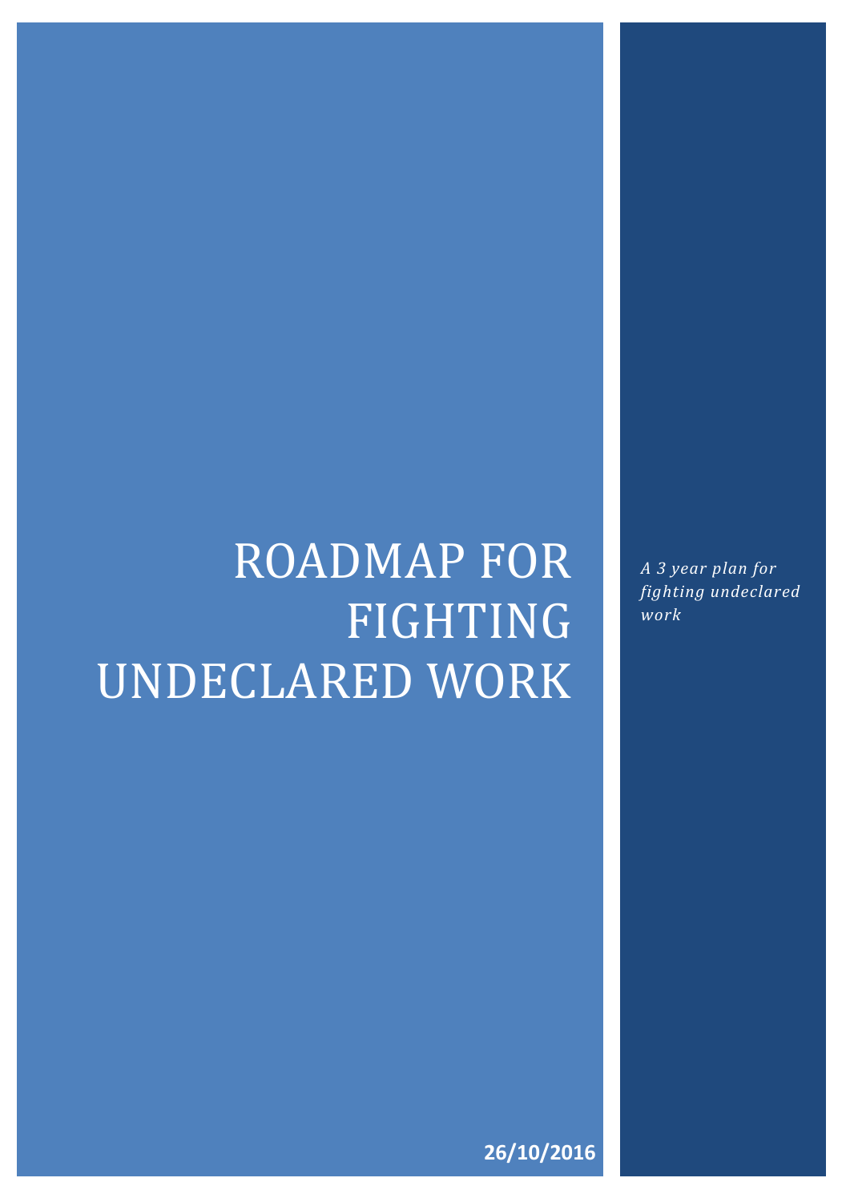# ROADMAP FOR FIGHTING UNDECLARED WORK

*A 3 year plan for fighting undeclared work*

**26/10/2016**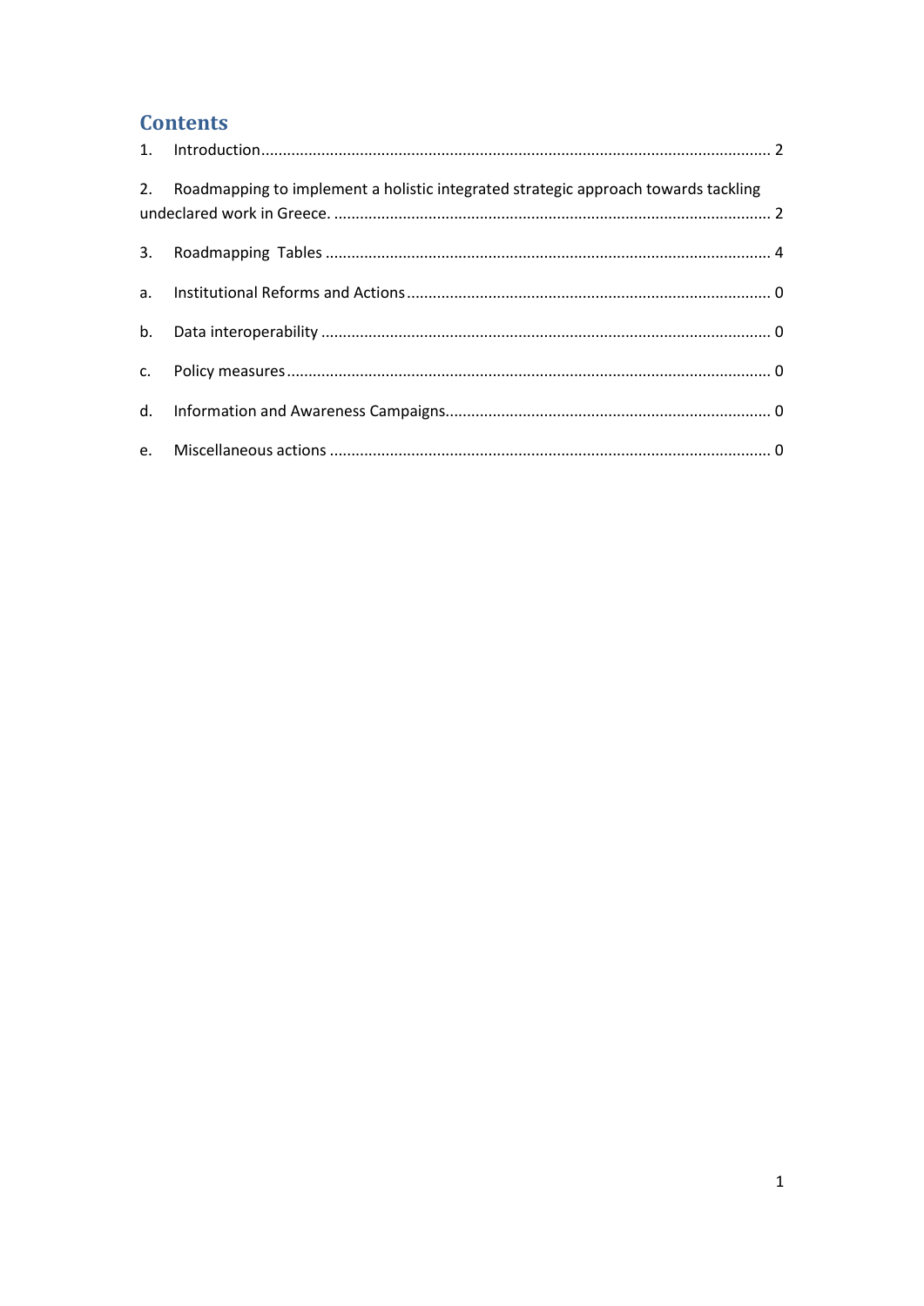## Contents

1. Introduction ........................................................................................................................ 2

2. Roadmapping to implement a holistic integrated strategic approach towards tackling undeclared work in Greece. ........................................................................................................ 2

3. Roadmapping Tables ........................................................................................................ 4

a. Institutional Reforms and Actions ...................................................................................... 0

b. Data interoperability ......................................................................................................... 0

c. Policy measures ................................................................................................................. 0

d. Information and Awareness Campaigns............................................................................ 0

e. Miscellaneous actions ....................................................................................................... 0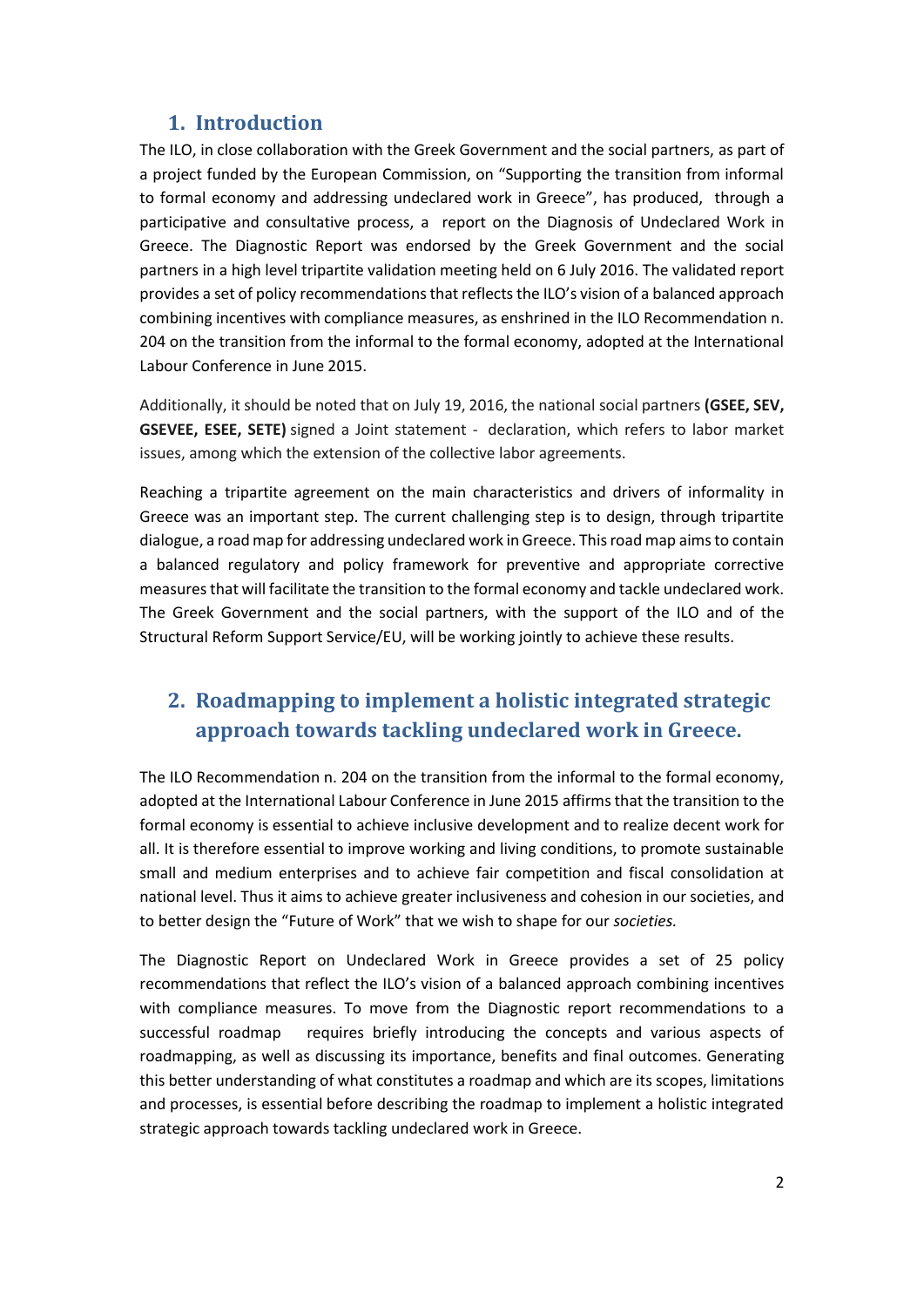## 1. Introduction

The ILO, in close collaboration with the Greek Government and the social partners, as part of a project funded by the European Commission, on "Supporting the transition from informal to formal economy and addressing undeclared work in Greece", has produced, through a participative and consultative process, a report on the Diagnosis of Undeclared Work in Greece. The Diagnostic Report was endorsed by the Greek Government and the social partners in a high level tripartite validation meeting held on 6 July 2016. The validated report provides a set of policy recommendations that reflects the ILO's vision of a balanced approach combining incentives with compliance measures, as enshrined in the ILO Recommendation n. 204 on the transition from the informal to the formal economy, adopted at the International Labour Conference in June 2015.

Additionally, it should be noted that on July 19, 2016, the national social partners **(GSEE, SEV, GSEVEE, ESEE, SETE)** signed a Joint statement - declaration, which refers to labor market issues, among which the extension of the collective labor agreements.

Reaching a tripartite agreement on the main characteristics and drivers of informality in Greece was an important step. The current challenging step is to design, through tripartite dialogue, a road map for addressing undeclared work in Greece. This road map aims to contain a balanced regulatory and policy framework for preventive and appropriate corrective measures that will facilitate the transition to the formal economy and tackle undeclared work. The Greek Government and the social partners, with the support of the ILO and of the Structural Reform Support Service/EU, will be working jointly to achieve these results.

## 2. Roadmapping to implement a holistic integrated strategic approach towards tackling undeclared work in Greece.

The ILO Recommendation n. 204 on the transition from the informal to the formal economy, adopted at the International Labour Conference in June 2015 affirms that the transition to the formal economy is essential to achieve inclusive development and to realize decent work for all. It is therefore essential to improve working and living conditions, to promote sustainable small and medium enterprises and to achieve fair competition and fiscal consolidation at national level. Thus it aims to achieve greater inclusiveness and cohesion in our societies, and to better design the "Future of Work" that we wish to shape for our *societies.*

The Diagnostic Report on Undeclared Work in Greece provides a set of 25 policy recommendations that reflect the ILO's vision of a balanced approach combining incentives with compliance measures. To move from the Diagnostic report recommendations to a successful roadmap requires briefly introducing the concepts and various aspects of roadmapping, as well as discussing its importance, benefits and final outcomes. Generating this better understanding of what constitutes a roadmap and which are its scopes, limitations and processes, is essential before describing the roadmap to implement a holistic integrated strategic approach towards tackling undeclared work in Greece.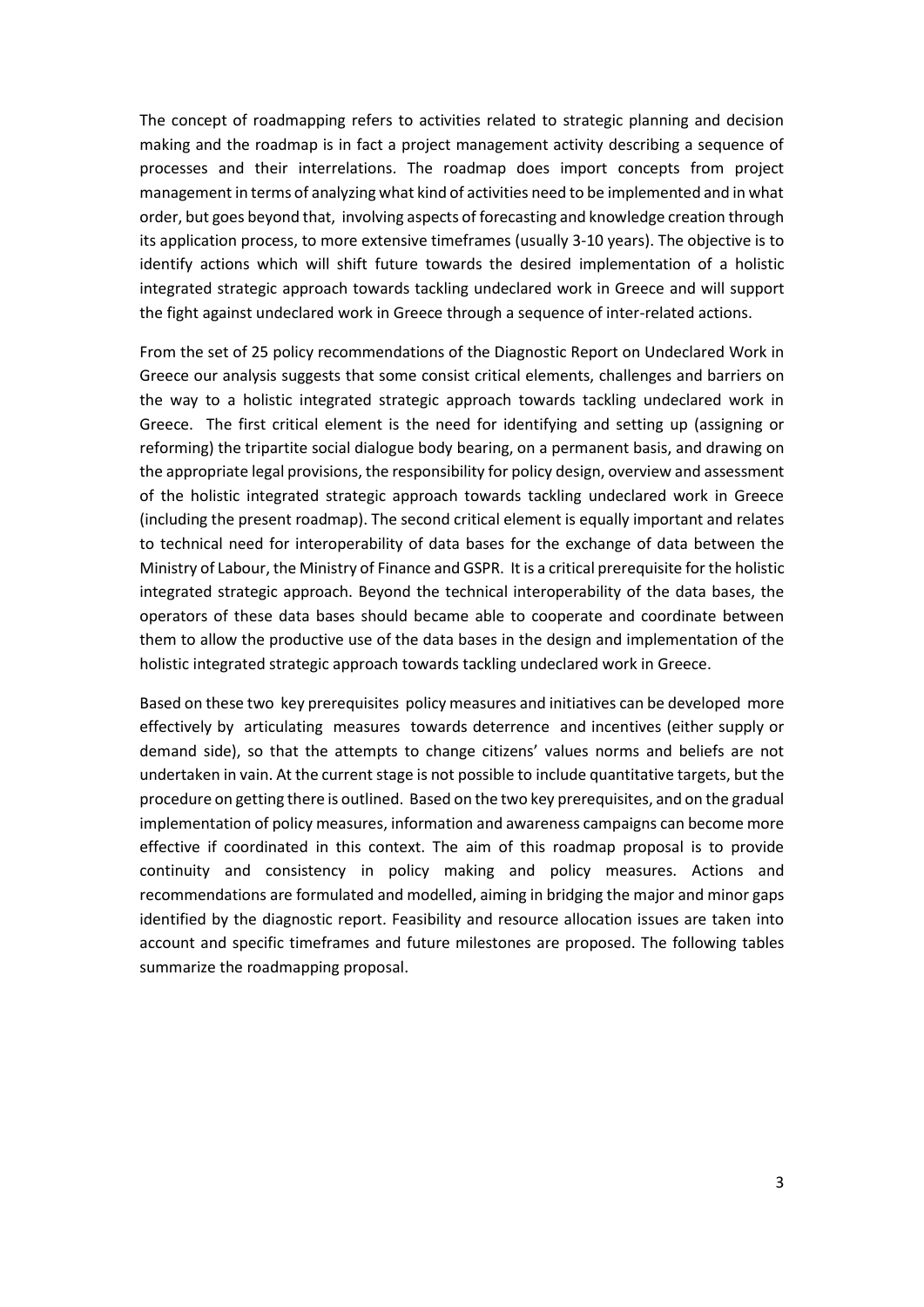The concept of roadmapping refers to activities related to strategic planning and decision making and the roadmap is in fact a project management activity describing a sequence of processes and their interrelations. The roadmap does import concepts from project management in terms of analyzing what kind of activities need to be implemented and in what order, but goes beyond that, involving aspects of forecasting and knowledge creation through its application process, to more extensive timeframes (usually 3-10 years). The objective is to identify actions which will shift future towards the desired implementation of a holistic integrated strategic approach towards tackling undeclared work in Greece and will support the fight against undeclared work in Greece through a sequence of inter-related actions.

From the set of 25 policy recommendations of the Diagnostic Report on Undeclared Work in Greece our analysis suggests that some consist critical elements, challenges and barriers on the way to a holistic integrated strategic approach towards tackling undeclared work in Greece. The first critical element is the need for identifying and setting up (assigning or reforming) the tripartite social dialogue body bearing, on a permanent basis, and drawing on the appropriate legal provisions, the responsibility for policy design, overview and assessment of the holistic integrated strategic approach towards tackling undeclared work in Greece (including the present roadmap). The second critical element is equally important and relates to technical need for interoperability of data bases for the exchange of data between the Ministry of Labour, the Ministry of Finance and GSPR. It is a critical prerequisite for the holistic integrated strategic approach. Beyond the technical interoperability of the data bases, the operators of these data bases should became able to cooperate and coordinate between them to allow the productive use of the data bases in the design and implementation of the holistic integrated strategic approach towards tackling undeclared work in Greece.

Based on these two key prerequisites policy measures and initiatives can be developed more effectively by articulating measures towards deterrence and incentives (either supply or demand side), so that the attempts to change citizens' values norms and beliefs are not undertaken in vain. At the current stage is not possible to include quantitative targets, but the procedure on getting there is outlined. Based on the two key prerequisites, and on the gradual implementation of policy measures, information and awareness campaigns can become more effective if coordinated in this context. The aim of this roadmap proposal is to provide continuity and consistency in policy making and policy measures. Actions and recommendations are formulated and modelled, aiming in bridging the major and minor gaps identified by the diagnostic report. Feasibility and resource allocation issues are taken into account and specific timeframes and future milestones are proposed. The following tables summarize the roadmapping proposal.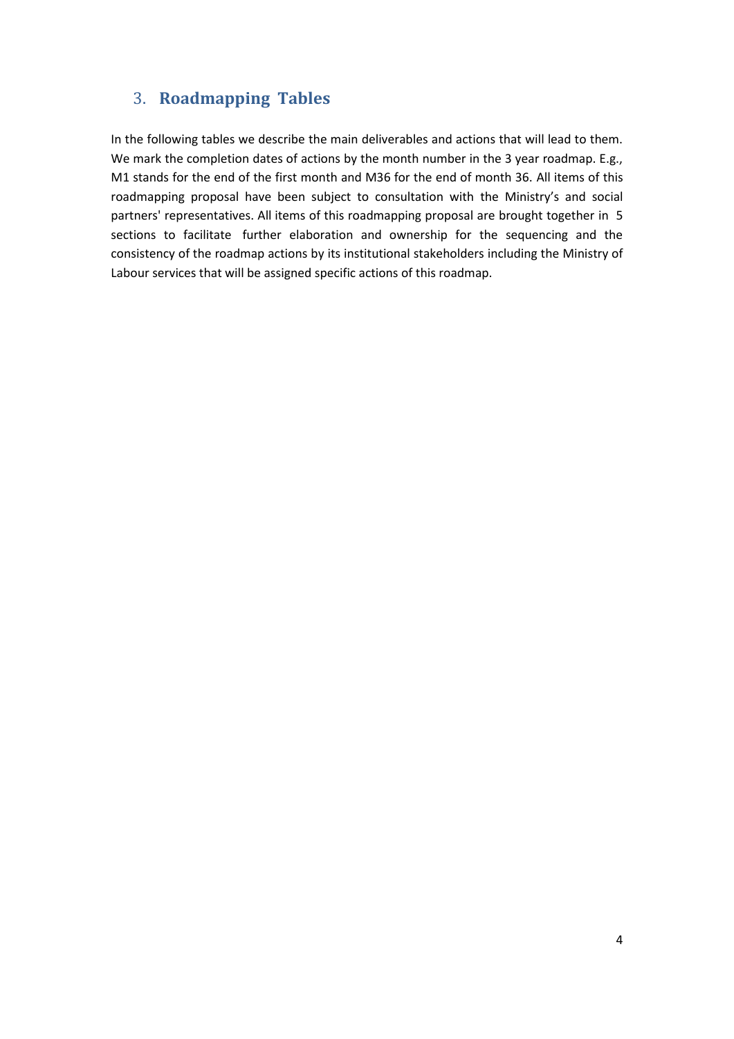## 3. **Roadmapping Tables**

In the following tables we describe the main deliverables and actions that will lead to them. We mark the completion dates of actions by the month number in the 3 year roadmap. E.g., M1 stands for the end of the first month and M36 for the end of month 36. All items of this roadmapping proposal have been subject to consultation with the Ministry's and social partners' representatives. All items of this roadmapping proposal are brought together in 5 sections to facilitate further elaboration and ownership for the sequencing and the consistency of the roadmap actions by its institutional stakeholders including the Ministry of Labour services that will be assigned specific actions of this roadmap.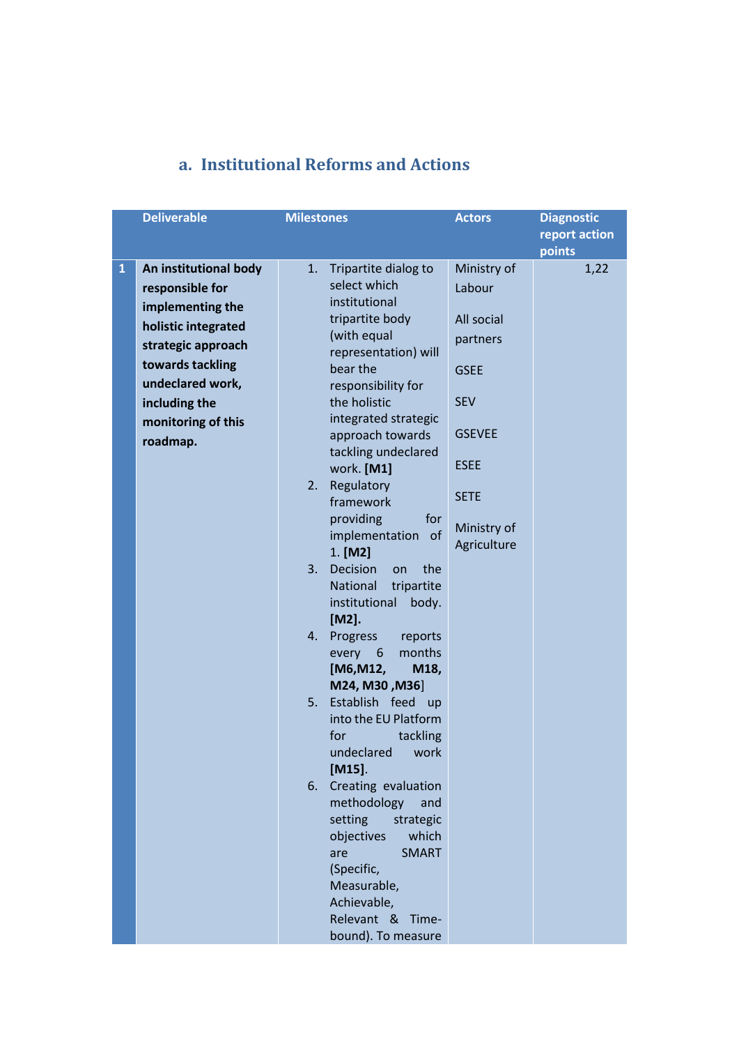## a. Institutional Reforms and Actions

| | Deliverable | Milestones | Actors | Diagnostic report action points |
|---|---|---|---|---|
| 1 | **An institutional body responsible for implementing the holistic integrated strategic approach towards tackling undeclared work, including the monitoring of this roadmap.** | 1. Tripartite dialog to select which institutional tripartite body (with equal representation) will bear the responsibility for the holistic integrated strategic approach towards tackling undeclared work. **[M1]**<br>2. Regulatory framework providing for implementation of 1. **[M2]**<br>3. Decision on the National tripartite institutional body. **[M2].**<br>4. Progress reports every 6 months **[M6,M12, M18, M24, M30 ,M36]**<br>5. Establish feed up into the EU Platform for tackling undeclared work **[M15]**.<br>6. Creating evaluation methodology and setting strategic objectives which are SMART (Specific, Measurable, Achievable, Relevant & Time-bound). To measure | Ministry of Labour<br><br>All social partners<br><br>GSEE<br><br>SEV<br><br>GSEVEE<br><br>ESEE<br><br>SETE<br><br>Ministry of Agriculture | 1,22 |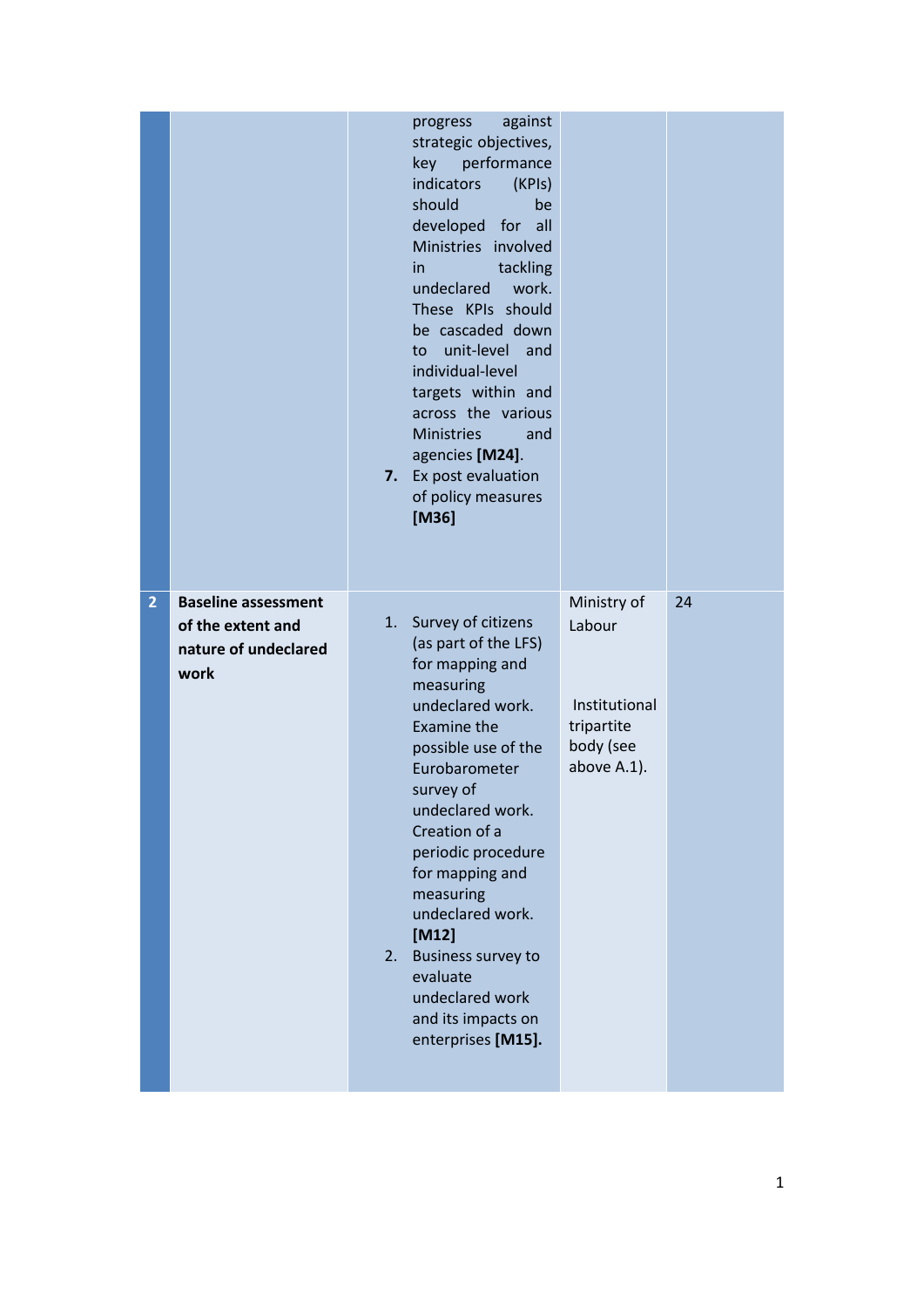| | | | | |
|---|---|---|---|---|
| | | progress against strategic objectives, key performance indicators (KPIs) should be developed for all Ministries involved in tackling undeclared work. These KPIs should be cascaded down to unit-level and individual-level targets within and across the various Ministries and agencies **[M24]**.<br>**7.** Ex post evaluation of policy measures **[M36]** | | |
| **2** | **Baseline assessment of the extent and nature of undeclared work** | 1. Survey of citizens (as part of the LFS) for mapping and measuring undeclared work. Examine the possible use of the Eurobarometer survey of undeclared work. Creation of a periodic procedure for mapping and measuring undeclared work. **[M12]**<br>2. Business survey to evaluate undeclared work and its impacts on enterprises **[M15].** | Ministry of Labour<br><br>Institutional tripartite body (see above A.1). | 24 |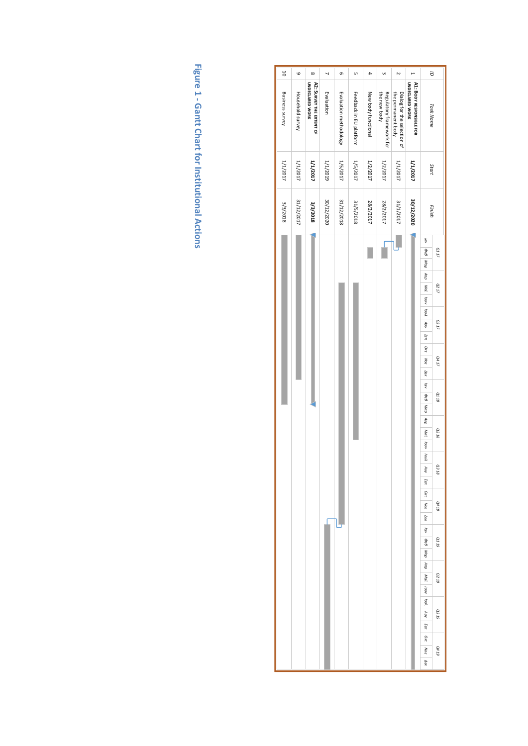| ID | Task Name | Start | Finish |
|---|---|---|---|
| 1 | **A1: BODY RESPONSIBLE FOR UNDECLARED WORK** | **1/1/2017** | **30/12/2020** |
| 2 | Dialog for the selection of the permanent body | 1/1/2017 | 31/1/2017 |
| 3 | Regulatory framework for the new body | 1/2/2017 | 28/2/2017 |
| 4 | New body functional | 1/2/2017 | 28/2/2017 |
| 5 | Feedback in EU platform | 1/5/2017 | 31/5/2018 |
| 6 | Evaluation methodology | 1/5/2017 | 31/12/2018 |
| 7 | Evaluation | 1/1/2019 | 30/12/2020 |
| 8 | **A2: SURVEY THE EXTENT OF UNDECLARED WORK** | **1/1/2017** | **3/3/2018** |
| 9 | Household survey | 1/1/2017 | 31/12/2017 |
| 10 | Business survey | 1/1/2017 | 3/3/2018 |

Figure 1 - Gantt Chart for Institutional Actions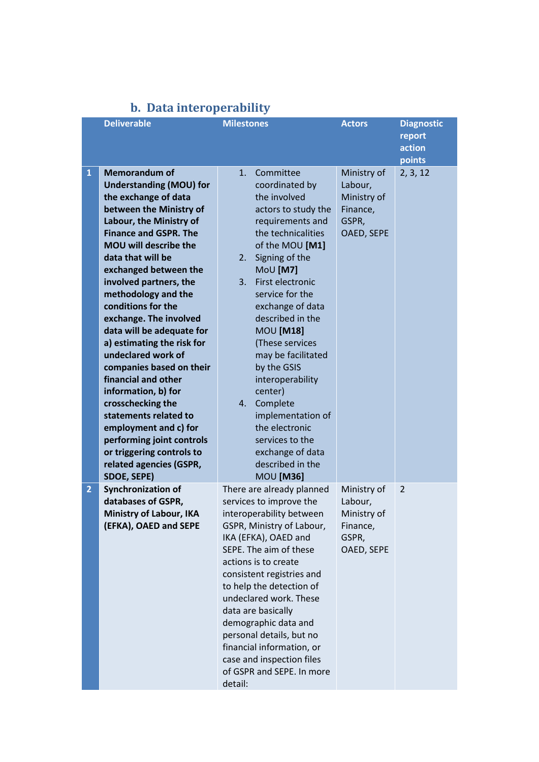### b. Data interoperability

| | Deliverable | Milestones | Actors | Diagnostic report action points |
|---|---|---|---|---|
| 1 | **Memorandum of Understanding (MOU) for the exchange of data between the Ministry of Labour, the Ministry of Finance and GSPR. The MOU will describe the data that will be exchanged between the involved partners, the methodology and the conditions for the exchange. The involved data will be adequate for a) estimating the risk for undeclared work of companies based on their financial and other information, b) for crosschecking the statements related to employment and c) for performing joint controls or triggering controls to related agencies (GSPR, SDOE, SEPE)** | 1. Committee coordinated by the involved actors to study the requirements and the technicalities of the MOU **[M1]**<br>2. Signing of the MoU **[M7]**<br>3. First electronic service for the exchange of data described in the MOU **[M18]** (These services may be facilitated by the GSIS interoperability center)<br>4. Complete implementation of the electronic services to the exchange of data described in the MOU **[M36]** | Ministry of Labour, Ministry of Finance, GSPR, OAED, SEPE | 2, 3, 12 |
| 2 | **Synchronization of databases of GSPR, Ministry of Labour, IKA (EFKA), OAED and SEPE** | There are already planned services to improve the interoperability between GSPR, Ministry of Labour, IKA (EFKA), OAED and SEPE. The aim of these actions is to create consistent registries and to help the detection of undeclared work. These data are basically demographic data and personal details, but no financial information, or case and inspection files of GSPR and SEPE. In more detail: | Ministry of Labour, Ministry of Finance, GSPR, OAED, SEPE | 2 |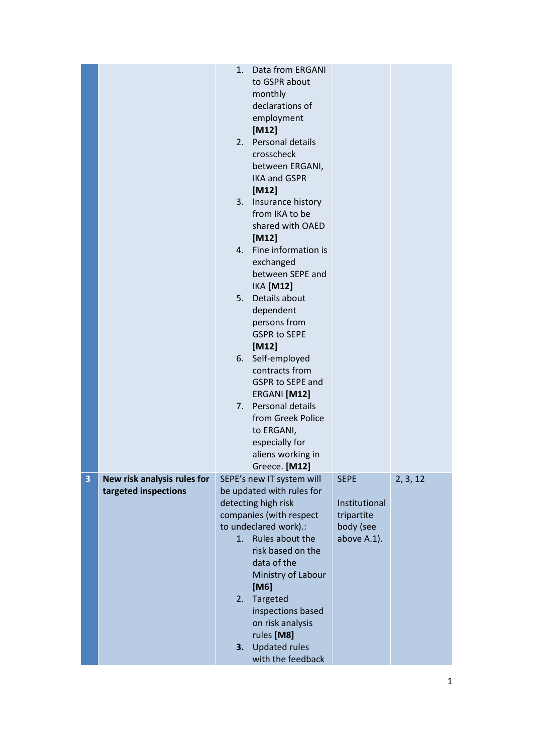| | | | | |
|---|---|---|---|---|
| | | 1. Data from ERGANI to GSPR about monthly declarations of employment **[M12]**<br>2. Personal details crosscheck between ERGANI, IKA and GSPR **[M12]**<br>3. Insurance history from IKA to be shared with OAED **[M12]**<br>4. Fine information is exchanged between SEPE and IKA **[M12]**<br>5. Details about dependent persons from GSPR to SEPE **[M12]**<br>6. Self-employed contracts from GSPR to SEPE and ERGANI **[M12]**<br>7. Personal details from Greek Police to ERGANI, especially for aliens working in Greece. **[M12]** | | |
| **3** | **New risk analysis rules for targeted inspections** | SEPE's new IT system will be updated with rules for detecting high risk companies (with respect to undeclared work).:<br>1. Rules about the risk based on the data of the Ministry of Labour **[M6]**<br>2. Targeted inspections based on risk analysis rules **[M8]**<br>**3.** Updated rules with the feedback | SEPE<br><br>Institutional tripartite body (see above A.1). | 2, 3, 12 |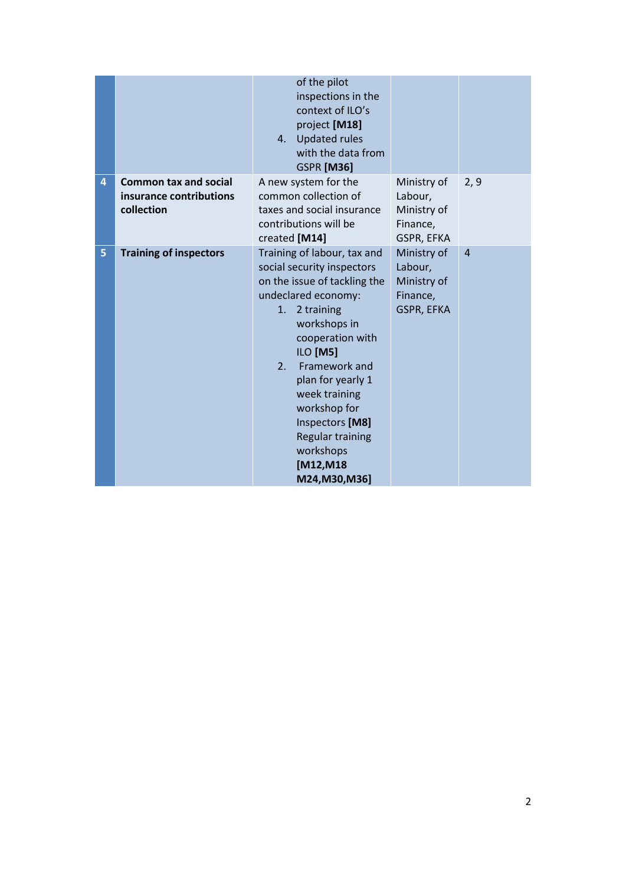|  |  |  |  |  |
|---|---|---|---|---|
|  |  | of the pilot inspections in the context of ILO's project **[M18]**<br>4. Updated rules with the data from GSPR **[M36]** |  |  |
| 4 | **Common tax and social insurance contributions collection** | A new system for the common collection of taxes and social insurance contributions will be created **[M14]** | Ministry of Labour, Ministry of Finance, GSPR, EFKA | 2, 9 |
| 5 | **Training of inspectors** | Training of labour, tax and social security inspectors on the issue of tackling the undeclared economy:<br>1. 2 training workshops in cooperation with ILO **[M5]**<br>2. Framework and plan for yearly 1 week training workshop for Inspectors **[M8]** Regular training workshops **[M12,M18 M24,M30,M36]** | Ministry of Labour, Ministry of Finance, GSPR, EFKA | 4 |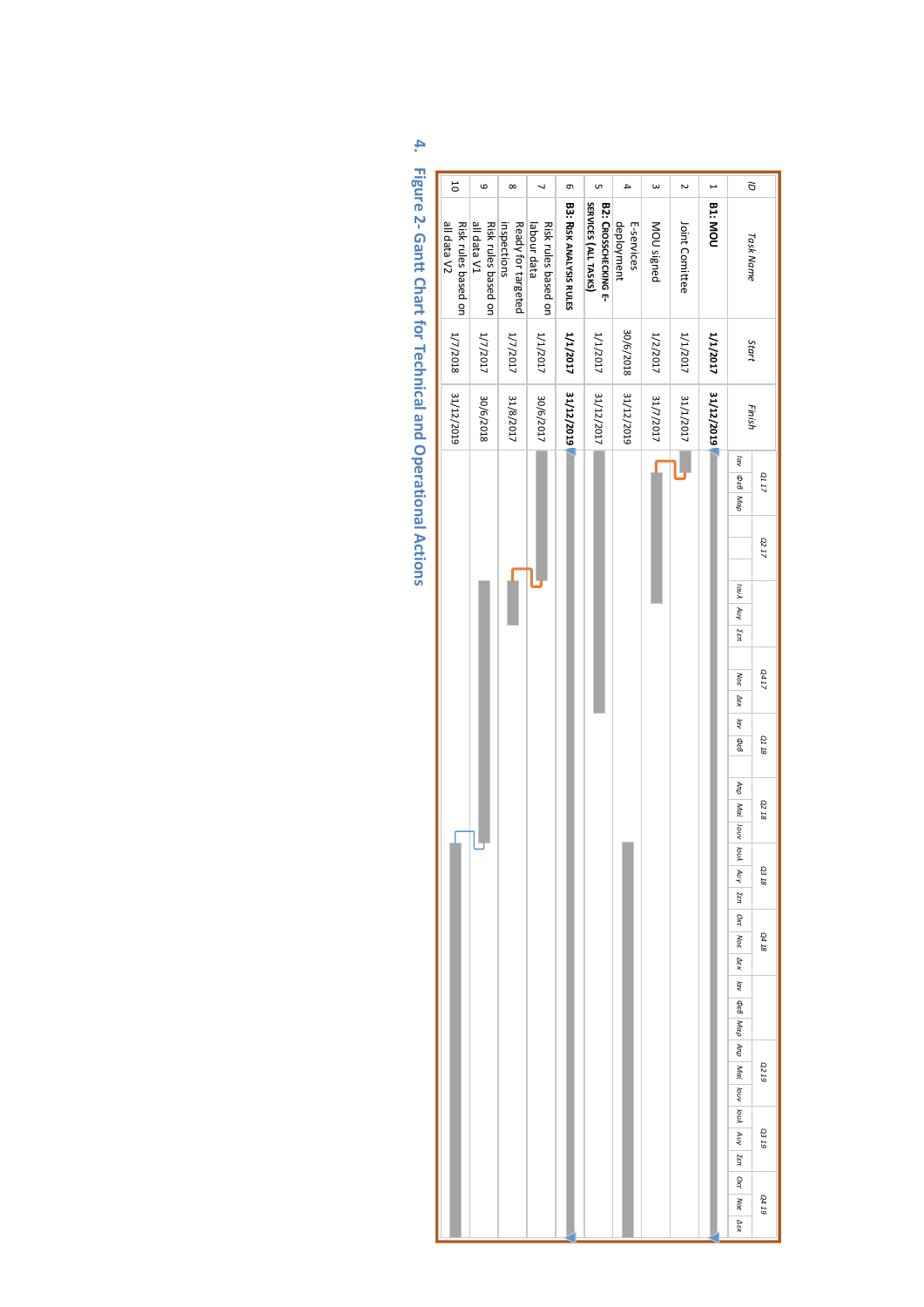| ID | Task Name | Start | Finish |
|---|---|---|---|
| 1 | **B1: MOU** | **1/1/2017** | **31/12/2019** |
| 2 | Joint Comittee | 1/1/2017 | 31/1/2017 |
| 3 | MOU signed | 1/2/2017 | 31/7/2017 |
| 4 | E-services deployment | 30/6/2018 | 31/12/2019 |
| 5 | **B2: CROSSCHECKING E-SERVICES (ALL TASKS)** | 1/1/2017 | 31/12/2017 |
| 6 | **B3: RISK ANALYSIS RULES** | **1/1/2017** | **31/12/2019** |
| 7 | Risk rules based on labour data | 1/1/2017 | 30/6/2017 |
| 8 | Ready for targeted inspections | 1/7/2017 | 31/8/2017 |
| 9 | Risk rules based on all data V1 | 1/7/2017 | 30/6/2018 |
| 10 | Risk rules based on all data V2 | 1/7/2018 | 31/12/2019 |

4. **Figure 2- Gantt Chart for Technical and Operational Actions**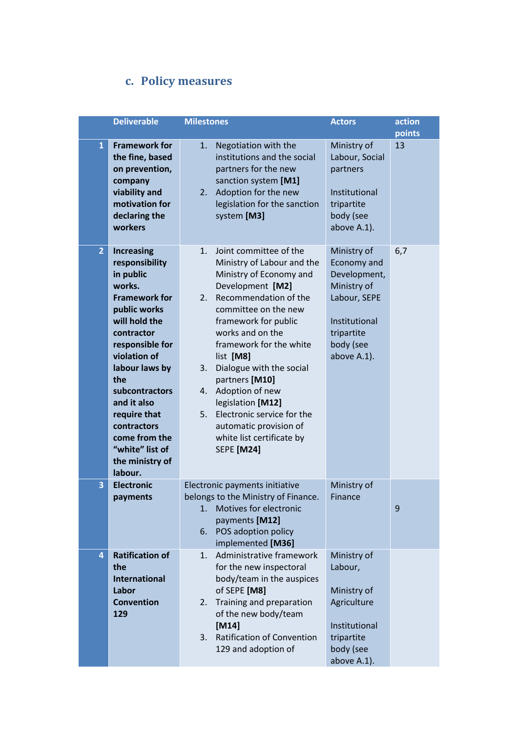### c. Policy measures

| | Deliverable | Milestones | Actors | action points |
|---|---|---|---|---|
| 1 | **Framework for the fine, based on prevention, company viability and motivation for declaring the workers** | 1. Negotiation with the institutions and the social partners for the new sanction system **[M1]**<br>2. Adoption for the new legislation for the sanction system **[M3]** | Ministry of Labour, Social partners<br><br>Institutional tripartite body (see above A.1). | 13 |
| 2 | **Increasing responsibility in public works. Framework for public works will hold the contractor responsible for violation of labour laws by the subcontractors and it also require that contractors come from the "white" list of the ministry of labour.** | 1. Joint committee of the Ministry of Labour and the Ministry of Economy and Development **[M2]**<br>2. Recommendation of the committee on the new framework for public works and on the framework for the white list **[M8]**<br>3. Dialogue with the social partners **[M10]**<br>4. Adoption of new legislation **[M12]**<br>5. Electronic service for the automatic provision of white list certificate by SEPE **[M24]** | Ministry of Economy and Development, Ministry of Labour, SEPE<br><br>Institutional tripartite body (see above A.1). | 6,7 |
| 3 | **Electronic payments** | Electronic payments initiative belongs to the Ministry of Finance.<br>1. Motives for electronic payments **[M12]**<br>6. POS adoption policy implemented **[M36]** | Ministry of Finance | 9 |
| 4 | **Ratification of the International Labor Convention 129** | 1. Administrative framework for the new inspectoral body/team in the auspices of SEPE **[M8]**<br>2. Training and preparation of the new body/team **[M14]**<br>3. Ratification of Convention 129 and adoption of | Ministry of Labour,<br><br>Ministry of Agriculture<br><br>Institutional tripartite body (see above A.1). | |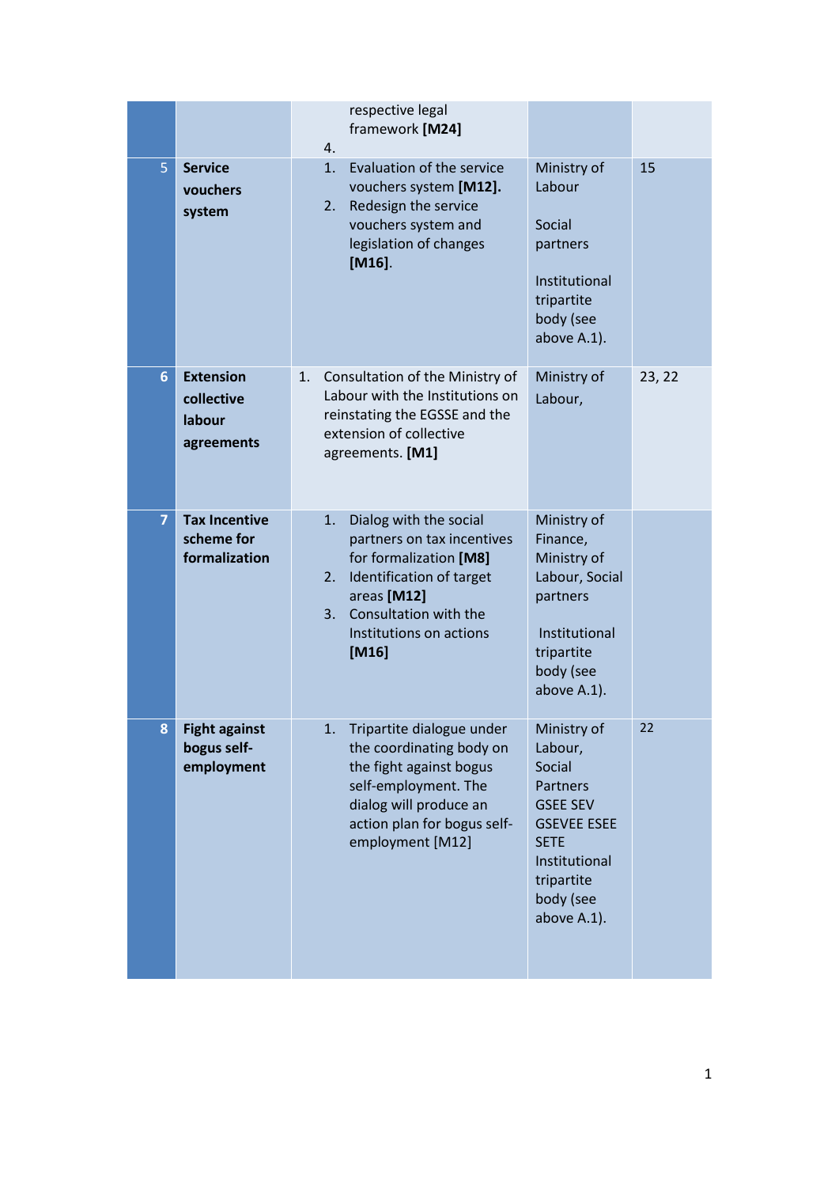| | | | | |
|---|---|---|---|---|
| | | respective legal framework **[M24]**<br>4. | | |
| 5 | **Service vouchers system** | 1. Evaluation of the service vouchers system **[M12].**<br>2. Redesign the service vouchers system and legislation of changes **[M16]**. | Ministry of Labour<br><br>Social partners<br><br>Institutional tripartite body (see above A.1). | 15 |
| 6 | **Extension collective labour agreements** | 1. Consultation of the Ministry of Labour with the Institutions on reinstating the EGSSE and the extension of collective agreements. **[M1]** | Ministry of Labour, | 23, 22 |
| 7 | **Tax Incentive scheme for formalization** | 1. Dialog with the social partners on tax incentives for formalization **[M8]**<br>2. Identification of target areas **[M12]**<br>3. Consultation with the Institutions on actions **[M16]** | Ministry of Finance, Ministry of Labour, Social partners<br><br>Institutional tripartite body (see above A.1). | |
| 8 | **Fight against bogus self-employment** | 1. Tripartite dialogue under the coordinating body on the fight against bogus self-employment. The dialog will produce an action plan for bogus self-employment [M12] | Ministry of Labour, Social Partners GSEE SEV GSEVEE ESEE SETE Institutional tripartite body (see above A.1). | 22 |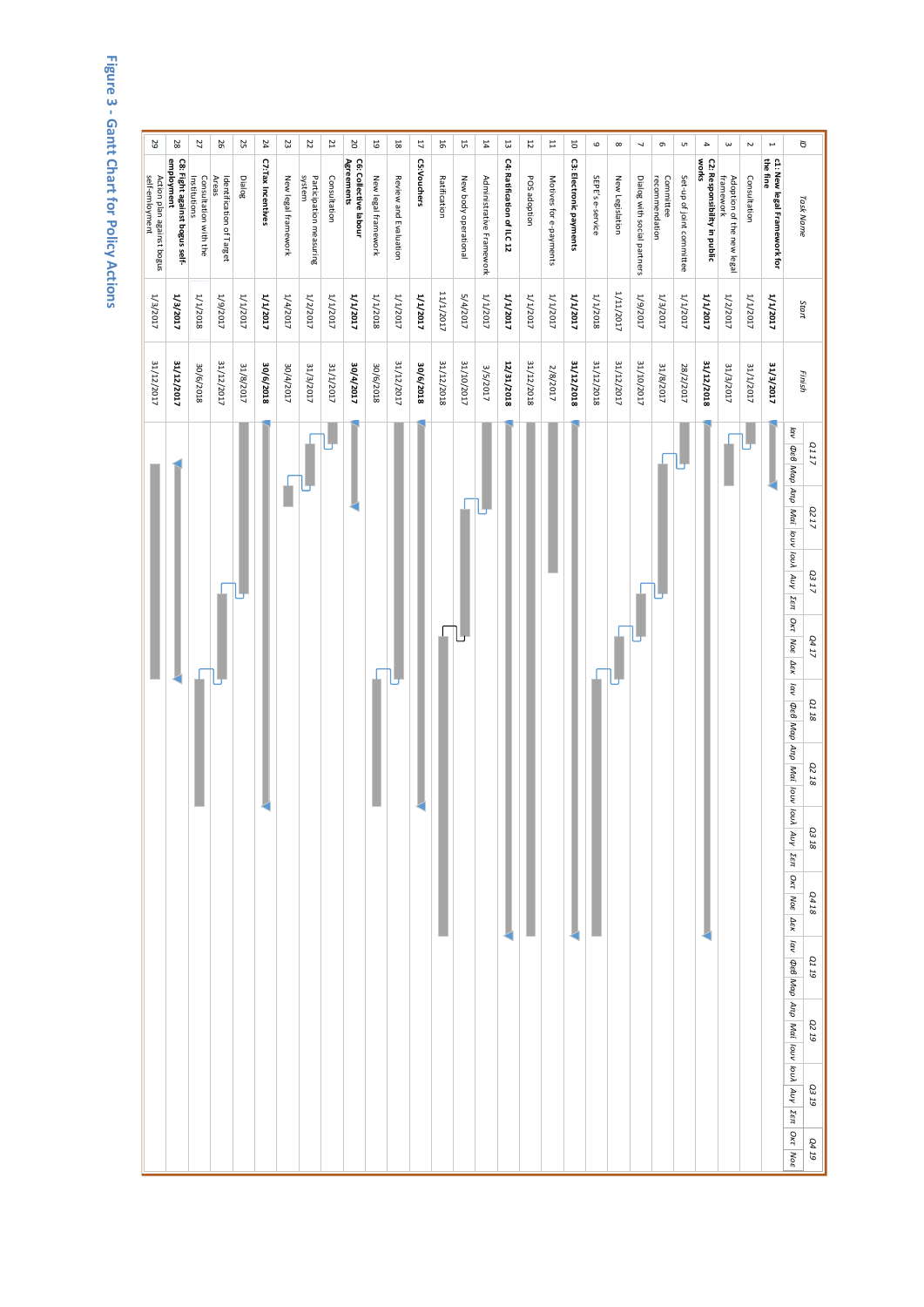| ID | Task Name | Start | Finish |
|---|---|---|---|
| 1 | **C1: New legal Framework for the fine** | **1/1/2017** | **31/3/2017** |
| 2 | Consultation | 1/1/2017 | 31/1/2017 |
| 3 | Adoption of the new legal framework | 1/2/2017 | 31/3/2017 |
| 4 | **C2: Responsibility in public works** | **1/1/2017** | **31/12/2018** |
| 5 | Set-up of joint committee | 1/1/2017 | 28/2/2017 |
| 6 | Committee recommendation | 1/3/2017 | 31/8/2017 |
| 7 | Dialog with social partners | 1/9/2017 | 31/10/2017 |
| 8 | New Legislation | 1/11/2017 | 31/12/2017 |
| 9 | SEPE's e-service | 1/1/2018 | 31/12/2018 |
| 10 | **C3: Electronic payments** | **1/1/2017** | **31/12/2018** |
| 11 | Motives for e-payments | 1/1/2017 | 2/8/2017 |
| 12 | POS adoption | 1/1/2017 | 31/12/2018 |
| 13 | **C4: Ratification of ILC 12** | **1/1/2017** | **12/31/2018** |
| 14 | Administrative Framework | 1/1/2017 | 3/5/2017 |
| 15 | New body operational | 5/4/2017 | 31/10/2017 |
| 16 | Ratification | 11/1/2017 | 31/12/2018 |
| 17 | **C5:Vouchers** | **1/1/2017** | **30/6/2018** |
| 18 | Review and Evaluation | 1/1/2017 | 31/12/2017 |
| 19 | New legal framework | 1/1/2018 | 30/6/2018 |
| 20 | **C6: Collective labour Agreements** | **1/1/2017** | **30/4/2017** |
| 21 | Consultation | 1/1/2017 | 31/1/2017 |
| 22 | Participation measuring system | 1/2/2017 | 31/3/2017 |
| 23 | New legal framework | 1/4/2017 | 30/4/2017 |
| 24 | **C7:Tax Incentives** | **1/1/2017** | **30/6/2018** |
| 25 | Dialog | 1/1/2017 | 31/8/2017 |
| 26 | Identification of Target Areas | 1/9/2017 | 31/12/2017 |
| 27 | Consultation with the institutions | 1/1/2018 | 30/6/2018 |
| 28 | **C8: Fight against bogus self-employment** | **1/3/2017** | **31/12/2017** |
| 29 | Action plan against bogus self-employment | 1/3/2017 | 31/12/2017 |

**Figure 3 - Gantt Chart for Policy Actions**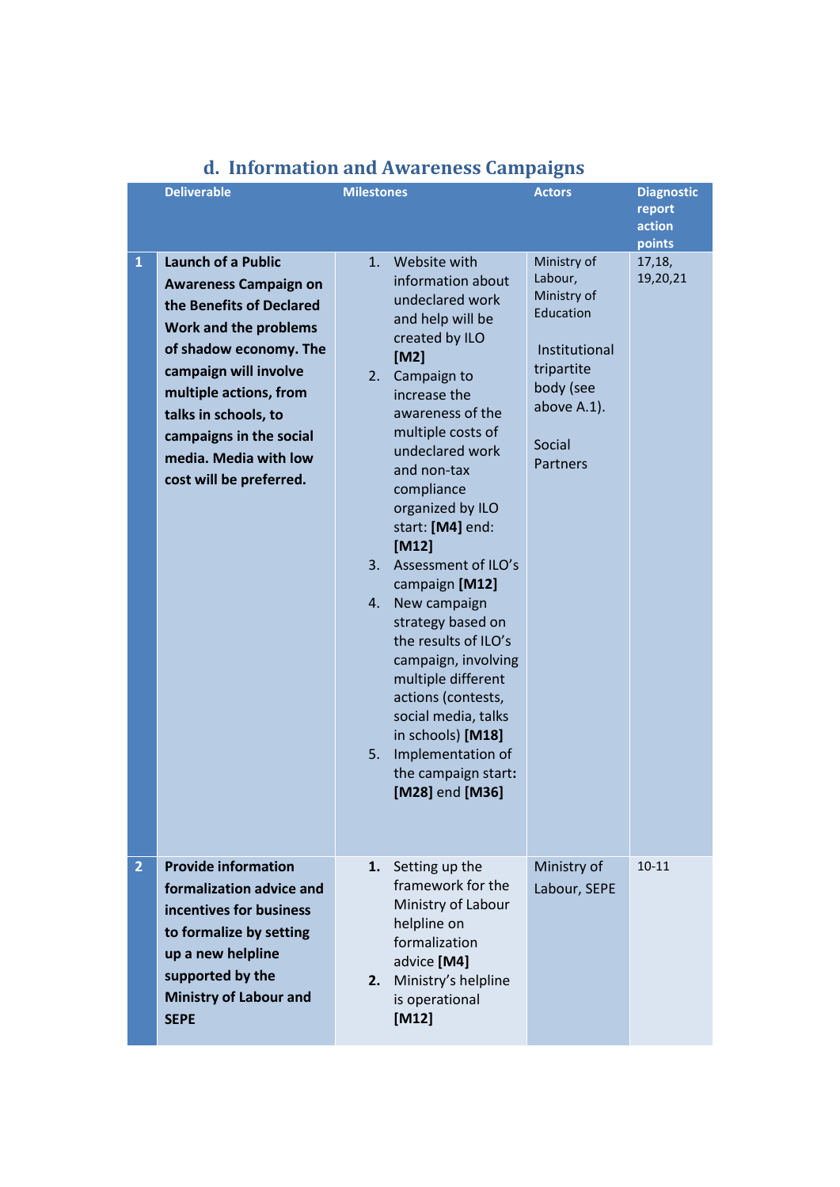### d. Information and Awareness Campaigns

| | Deliverable | Milestones | Actors | Diagnostic report action points |
|---|---|---|---|---|
| 1 | **Launch of a Public Awareness Campaign on the Benefits of Declared Work and the problems of shadow economy. The campaign will involve multiple actions, from talks in schools, to campaigns in the social media. Media with low cost will be preferred.** | 1. Website with information about undeclared work and help will be created by ILO **[M2]**<br>2. Campaign to increase the awareness of the multiple costs of undeclared work and non-tax compliance organized by ILO start: **[M4]** end: **[M12]**<br>3. Assessment of ILO's campaign **[M12]**<br>4. New campaign strategy based on the results of ILO's campaign, involving multiple different actions (contests, social media, talks in schools) **[M18]**<br>5. Implementation of the campaign start**:** **[M28]** end **[M36]** | Ministry of Labour, Ministry of Education<br><br>Institutional tripartite body (see above A.1).<br><br>Social Partners | 17,18, 19,20,21 |
| 2 | **Provide information formalization advice and incentives for business to formalize by setting up a new helpline supported by the Ministry of Labour and SEPE** | **1.** Setting up the framework for the Ministry of Labour helpline on formalization advice **[M4]**<br>**2.** Ministry's helpline is operational **[M12]** | Ministry of Labour, SEPE | 10-11 |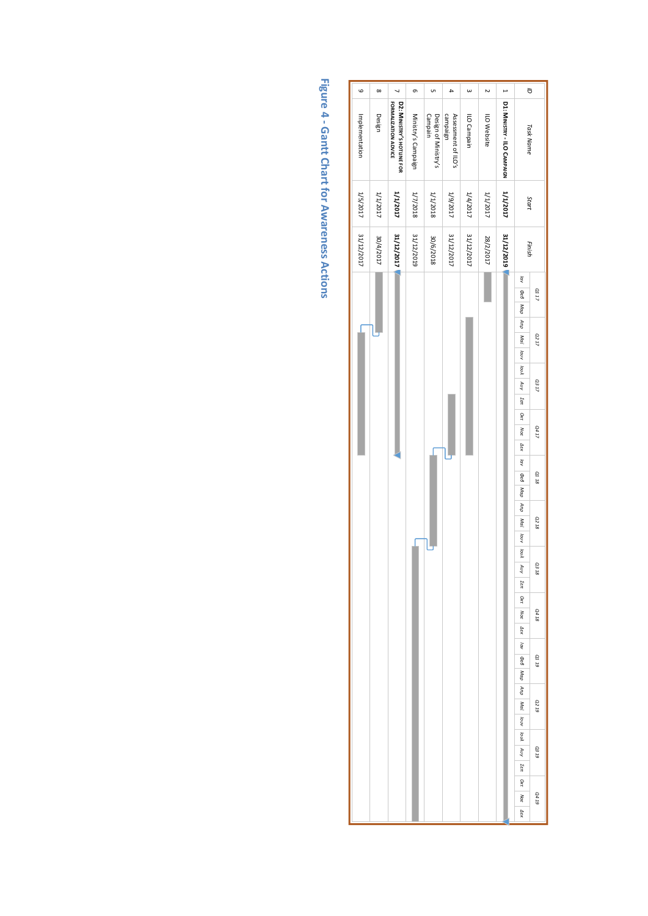| ID | Task Name | Start | Finish |
|---|---|---|---|
| 1 | **D1: MINISTRY - ILO CAMPAIGN** | **1/1/2017** | **31/12/2019** |
| 2 | ILO Website | 1/1/2017 | 28/2/2017 |
| 3 | ILO Campain | 1/4/2017 | 31/12/2017 |
| 4 | Assessment of ILO's campaign | 1/9/2017 | 31/12/2017 |
| 5 | Design of Ministry's Campain | 1/1/2018 | 30/6/2018 |
| 6 | Ministry's Campaign | 1/7/2018 | 31/12/2019 |
| 7 | **D2: MINISTRY'S HOTLINE FOR FORMALIZATION ADVICE** | **1/1/2017** | **31/12/2017** |
| 8 | Design | 1/1/2017 | 30/4/2017 |
| 9 | Implementation | 1/5/2017 | 31/12/2017 |

Figure 4 - Gantt Chart for Awareness Actions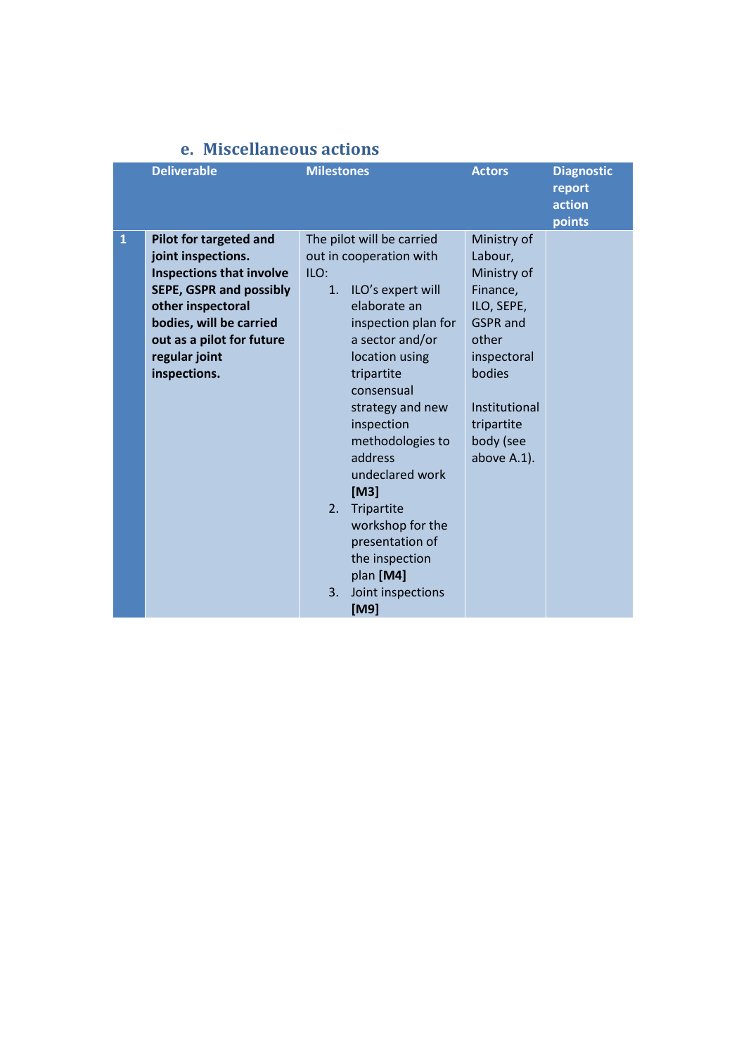## e. Miscellaneous actions

| | Deliverable | Milestones | Actors | Diagnostic report action points |
|---|---|---|---|---|
| 1 | **Pilot for targeted and joint inspections. Inspections that involve SEPE, GSPR and possibly other inspectoral bodies, will be carried out as a pilot for future regular joint inspections.** | The pilot will be carried out in cooperation with ILO:<br>1. ILO's expert will elaborate an inspection plan for a sector and/or location using tripartite consensual strategy and new inspection methodologies to address undeclared work **[M3]**<br>2. Tripartite workshop for the presentation of the inspection plan **[M4]**<br>3. Joint inspections **[M9]** | Ministry of Labour, Ministry of Finance, ILO, SEPE, GSPR and other inspectoral bodies<br><br>Institutional tripartite body (see above A.1). | |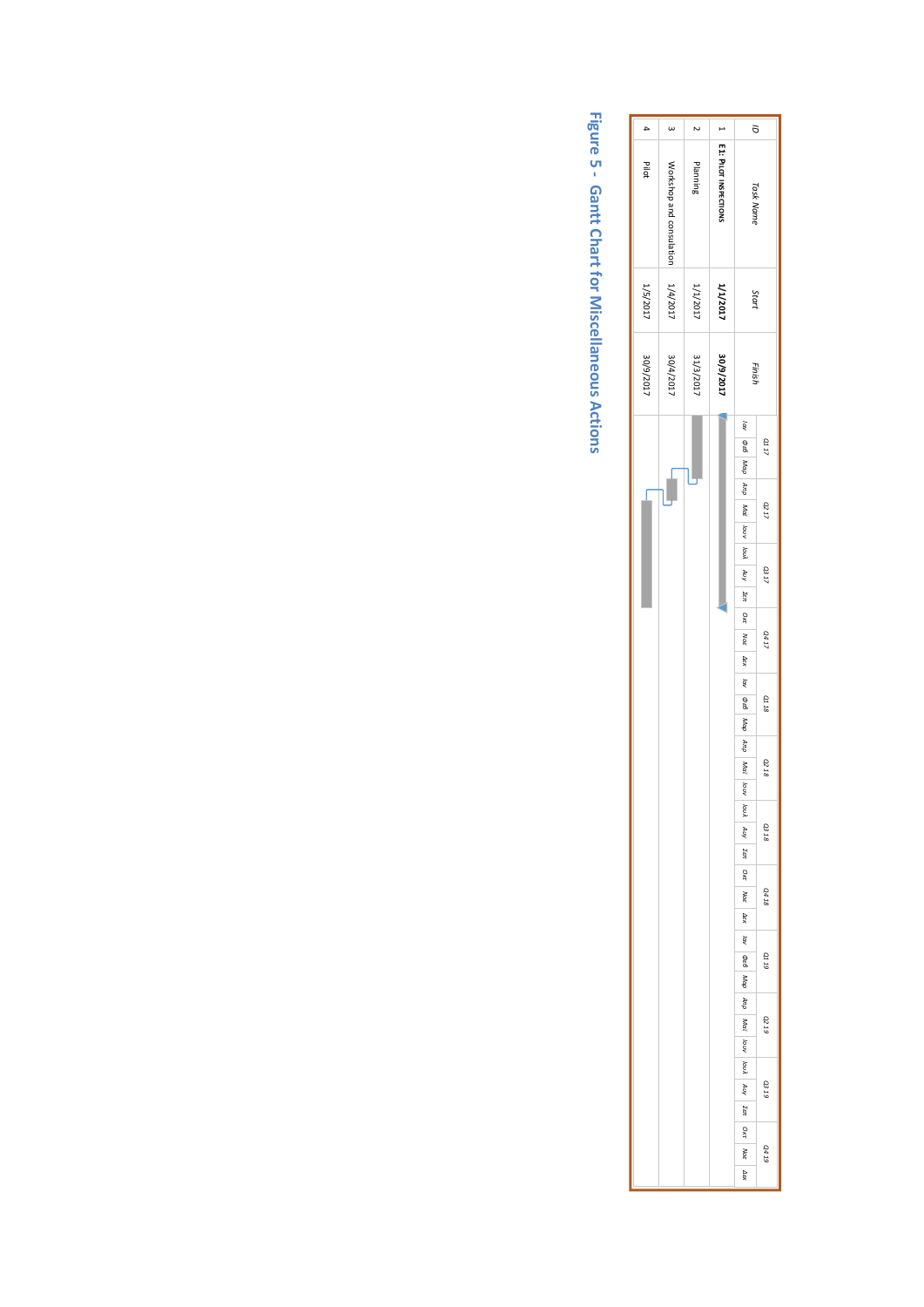| ID | Task Name | Start | Finish |
|---|---|---|---|
| 1 | **E1: Pilot inspections** | **1/1/2017** | **30/9/2017** |
| 2 | Planning | 1/1/2017 | 31/3/2017 |
| 3 | Workshop and consulation | 1/4/2017 | 30/4/2017 |
| 4 | Pilot | 1/5/2017 | 30/9/2017 |

Q1 17, Q2 17, Q3 17, Q4 17, Q1 18, Q2 18, Q3 18, Q4 18, Q1 19, Q2 19, Q3 19, Q4 19

Ιαν, Φεβ, Μαρ, Απρ, Μαϊ, Ιουν, Ιουλ, Αυγ, Σεπ, Οκτ, Νοε, Δεκ

**Figure 5 - Gantt Chart for Miscellaneous Actions**